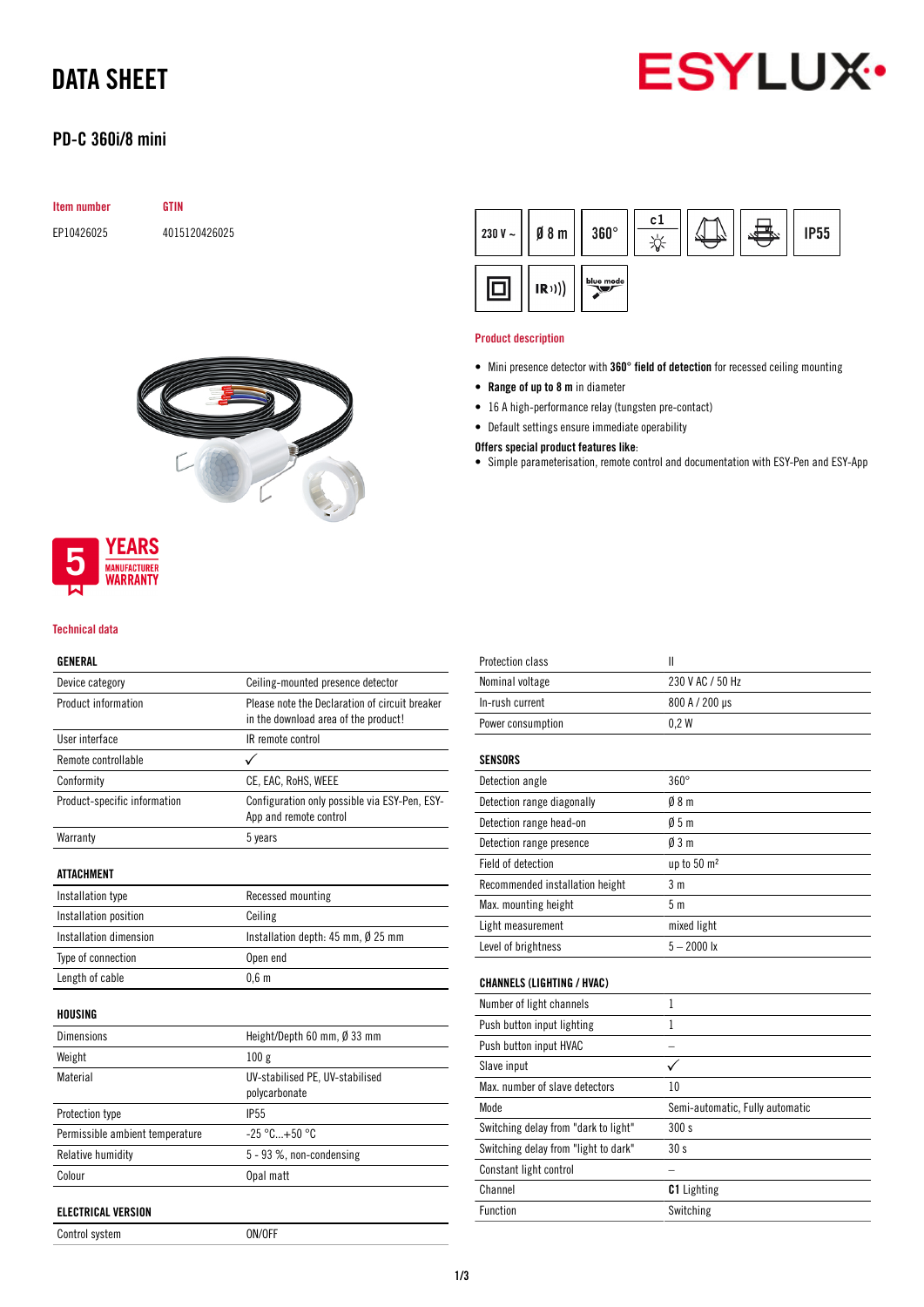# DATA SHEET

## PD-C 360i/8 mini

| Item number | GTIN |
| --- | --- |
| EP10426025 | 4015120426025 |

230 V ~ | Ø 8 m | 360° | c1 | IP55

### Product description

- Mini presence detector with **360° field of detection** for recessed ceiling mounting
- **Range of up to 8 m** in diameter
- 16 A high-performance relay (tungsten pre-contact)
- Default settings ensure immediate operability

**Offers special product features like:**

- Simple parameterisation, remote control and documentation with ESY-Pen and ESY-App

5 YEARS MANUFACTURER WARRANTY

### Technical data

| GENERAL | |
| --- | --- |
| Device category | Ceiling-mounted presence detector |
| Product information | Please note the Declaration of circuit breaker in the download area of the product! |
| User interface | IR remote control |
| Remote controllable | ✓ |
| Conformity | CE, EAC, RoHS, WEEE |
| Product-specific information | Configuration only possible via ESY-Pen, ESY-App and remote control |
| Warranty | 5 years |

| ATTACHMENT | |
| --- | --- |
| Installation type | Recessed mounting |
| Installation position | Ceiling |
| Installation dimension | Installation depth: 45 mm, Ø 25 mm |
| Type of connection | Open end |
| Length of cable | 0,6 m |

| HOUSING | |
| --- | --- |
| Dimensions | Height/Depth 60 mm, Ø 33 mm |
| Weight | 100 g |
| Material | UV-stabilised PE, UV-stabilised polycarbonate |
| Protection type | IP55 |
| Permissible ambient temperature | -25 °C...+50 °C |
| Relative humidity | 5 - 93 %, non-condensing |
| Colour | Opal matt |

| ELECTRICAL VERSION | |
| --- | --- |
| Control system | ON/OFF |
| Protection class | II |
| Nominal voltage | 230 V AC / 50 Hz |
| In-rush current | 800 A / 200 µs |
| Power consumption | 0,2 W |

| SENSORS | |
| --- | --- |
| Detection angle | 360° |
| Detection range diagonally | Ø 8 m |
| Detection range head-on | Ø 5 m |
| Detection range presence | Ø 3 m |
| Field of detection | up to 50 m² |
| Recommended installation height | 3 m |
| Max. mounting height | 5 m |
| Light measurement | mixed light |
| Level of brightness | 5 – 2000 lx |

| CHANNELS (LIGHTING / HVAC) | |
| --- | --- |
| Number of light channels | 1 |
| Push button input lighting | 1 |
| Push button input HVAC | – |
| Slave input | ✓ |
| Max. number of slave detectors | 10 |
| Mode | Semi-automatic, Fully automatic |
| Switching delay from "dark to light" | 300 s |
| Switching delay from "light to dark" | 30 s |
| Constant light control | – |
| Channel | **C1** Lighting |
| Function | Switching |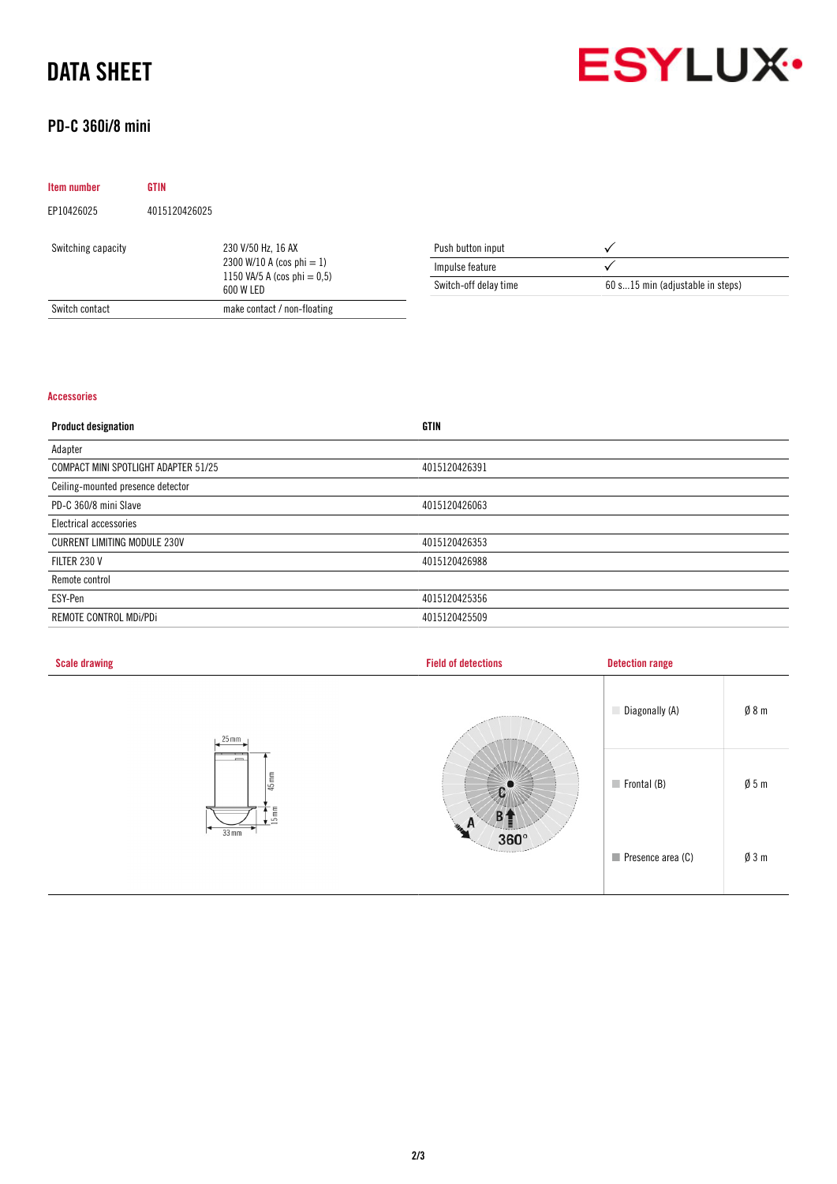# DATA SHEET

ESYLUX

## PD-C 360i/8 mini

| Item number | GTIN |
|---|---|
| EP10426025 | 4015120426025 |

| | |
|---|---|
| Switching capacity | 230 V/50 Hz, 16 AX<br>2300 W/10 A (cos phi = 1)<br>1150 VA/5 A (cos phi = 0,5)<br>600 W LED |
| Switch contact | make contact / non-floating |

| | |
|---|---|
| Push button input | ✓ |
| Impulse feature | ✓ |
| Switch-off delay time | 60 s...15 min (adjustable in steps) |

### Accessories

| Product designation | GTIN |
|---|---|
| Adapter | |
| COMPACT MINI SPOTLIGHT ADAPTER 51/25 | 4015120426391 |
| Ceiling-mounted presence detector | |
| PD-C 360/8 mini Slave | 4015120426063 |
| Electrical accessories | |
| CURRENT LIMITING MODULE 230V | 4015120426353 |
| FILTER 230 V | 4015120426988 |
| Remote control | |
| ESY-Pen | 4015120425356 |
| REMOTE CONTROL MDi/PDi | 4015120425509 |

### Scale drawing

25 mm, 45 mm, 15 mm, 33 mm

### Field of detections

A, B, C, 360°

### Detection range

| | |
|---|---|
| Diagonally (A) | Ø 8 m |
| Frontal (B) | Ø 5 m |
| Presence area (C) | Ø 3 m |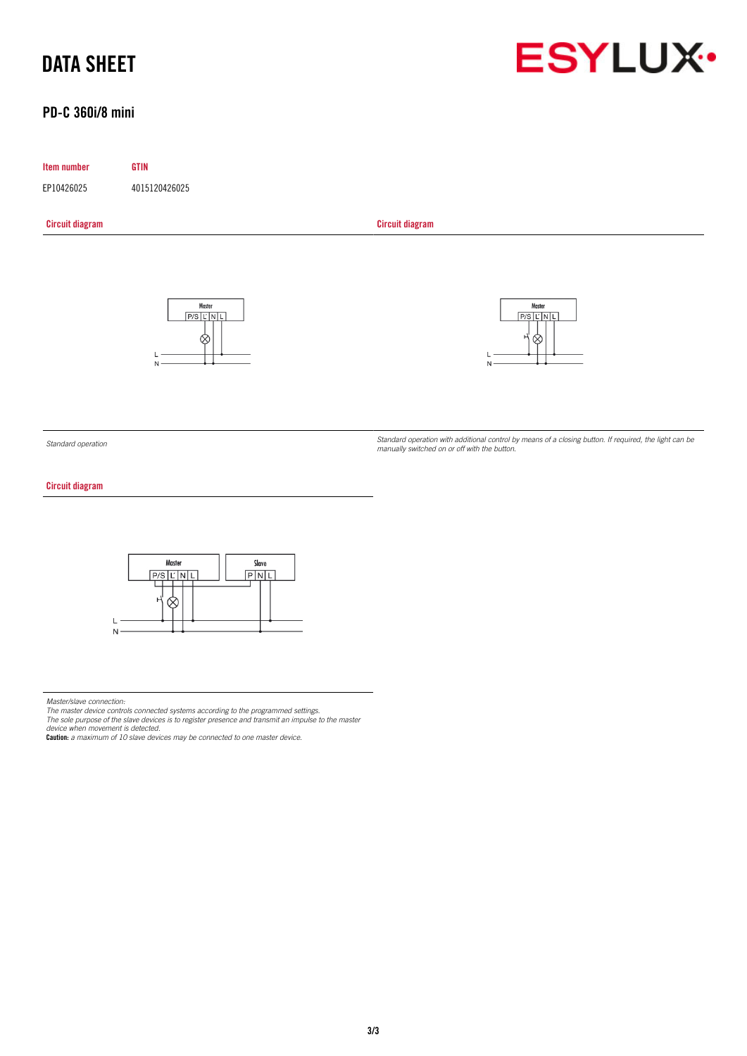# DATA SHEET

## PD-C 360i/8 mini

| Item number | GTIN |
|---|---|
| EP10426025 | 4015120426025 |

### Circuit diagram

Master

P/S L N L

L

N

*Standard operation*

### Circuit diagram

Master

P/S L' N L

L

N

*Standard operation with additional control by means of a closing button. If required, the light can be manually switched on or off with the button.*

### Circuit diagram

Master

P/S L' N L

Slave

P N L

L

N

*Master/slave connection:*
*The master device controls connected systems according to the programmed settings.*
*The sole purpose of the slave devices is to register presence and transmit an impulse to the master device when movement is detected.*
**Caution:** *a maximum of 10 slave devices may be connected to one master device.*